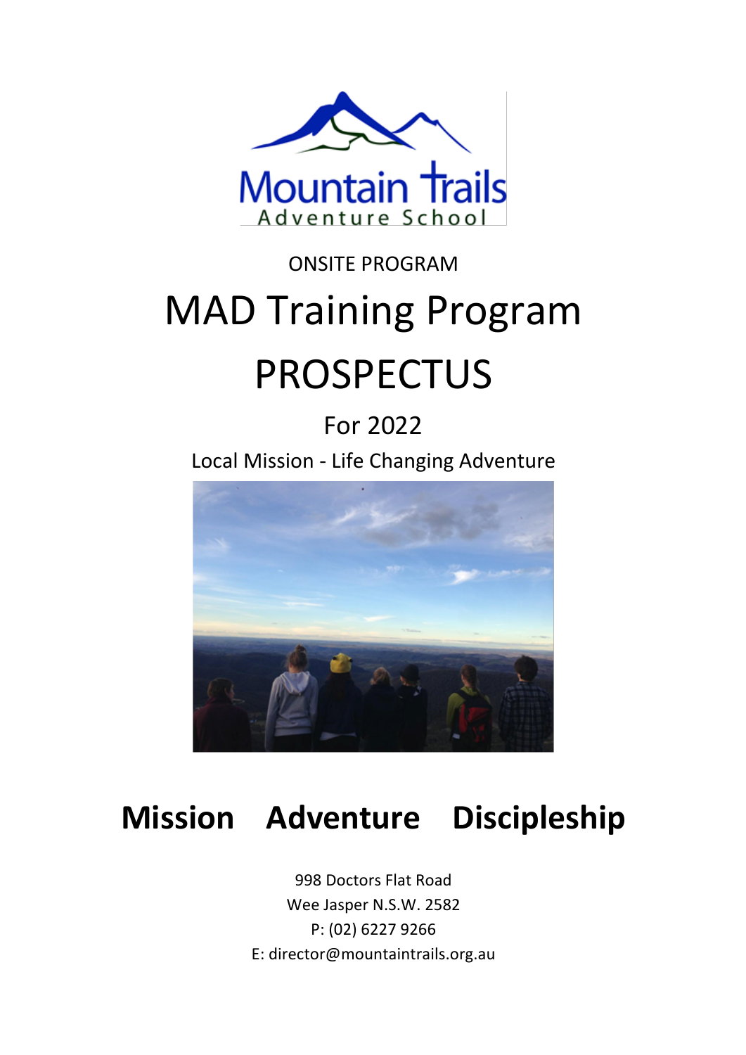Mountain Trails Adventure School

ONSITE PROGRAM

# MAD Training Program

# PROSPECTUS

## For 2022

Local Mission - Life Changing Adventure

## **Mission Adventure Discipleship**

998 Doctors Flat Road
Wee Jasper N.S.W. 2582
P: (02) 6227 9266
E: director@mountaintrails.org.au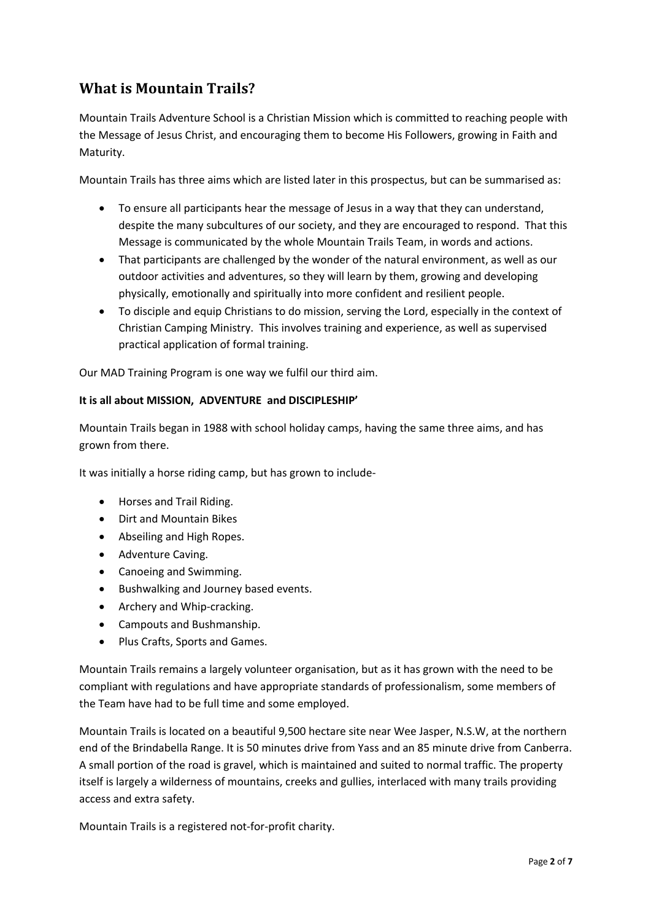## What is Mountain Trails?

Mountain Trails Adventure School is a Christian Mission which is committed to reaching people with the Message of Jesus Christ, and encouraging them to become His Followers, growing in Faith and Maturity.

Mountain Trails has three aims which are listed later in this prospectus, but can be summarised as:

- To ensure all participants hear the message of Jesus in a way that they can understand, despite the many subcultures of our society, and they are encouraged to respond. That this Message is communicated by the whole Mountain Trails Team, in words and actions.
- That participants are challenged by the wonder of the natural environment, as well as our outdoor activities and adventures, so they will learn by them, growing and developing physically, emotionally and spiritually into more confident and resilient people.
- To disciple and equip Christians to do mission, serving the Lord, especially in the context of Christian Camping Ministry. This involves training and experience, as well as supervised practical application of formal training.

Our MAD Training Program is one way we fulfil our third aim.

**It is all about MISSION, ADVENTURE and DISCIPLESHIP'**

Mountain Trails began in 1988 with school holiday camps, having the same three aims, and has grown from there.

It was initially a horse riding camp, but has grown to include-

- Horses and Trail Riding.
- Dirt and Mountain Bikes
- Abseiling and High Ropes.
- Adventure Caving.
- Canoeing and Swimming.
- Bushwalking and Journey based events.
- Archery and Whip-cracking.
- Campouts and Bushmanship.
- Plus Crafts, Sports and Games.

Mountain Trails remains a largely volunteer organisation, but as it has grown with the need to be compliant with regulations and have appropriate standards of professionalism, some members of the Team have had to be full time and some employed.

Mountain Trails is located on a beautiful 9,500 hectare site near Wee Jasper, N.S.W, at the northern end of the Brindabella Range. It is 50 minutes drive from Yass and an 85 minute drive from Canberra. A small portion of the road is gravel, which is maintained and suited to normal traffic. The property itself is largely a wilderness of mountains, creeks and gullies, interlaced with many trails providing access and extra safety.

Mountain Trails is a registered not-for-profit charity.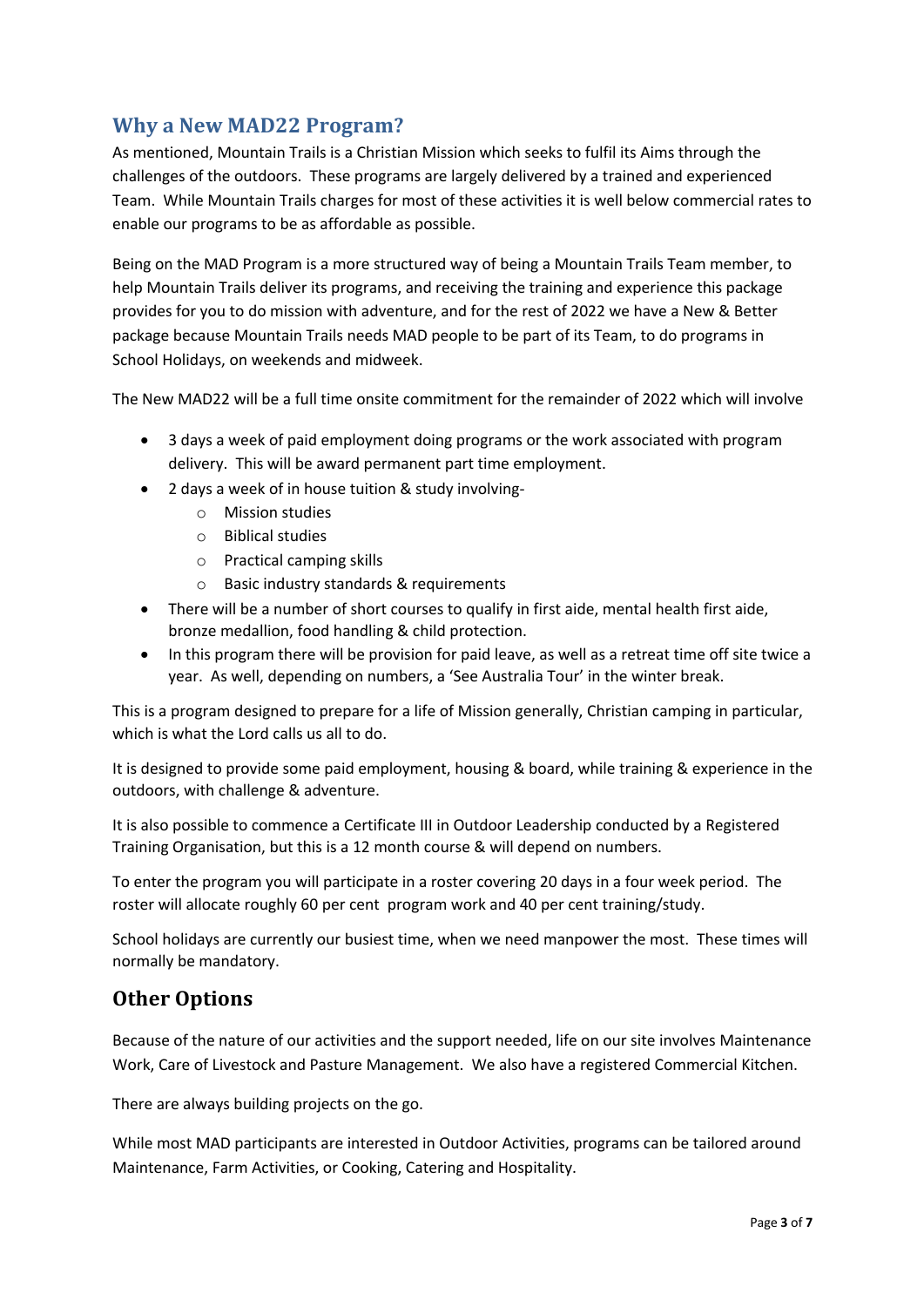## Why a New MAD22 Program?

As mentioned, Mountain Trails is a Christian Mission which seeks to fulfil its Aims through the challenges of the outdoors. These programs are largely delivered by a trained and experienced Team. While Mountain Trails charges for most of these activities it is well below commercial rates to enable our programs to be as affordable as possible.

Being on the MAD Program is a more structured way of being a Mountain Trails Team member, to help Mountain Trails deliver its programs, and receiving the training and experience this package provides for you to do mission with adventure, and for the rest of 2022 we have a New & Better package because Mountain Trails needs MAD people to be part of its Team, to do programs in School Holidays, on weekends and midweek.

The New MAD22 will be a full time onsite commitment for the remainder of 2022 which will involve

- 3 days a week of paid employment doing programs or the work associated with program delivery. This will be award permanent part time employment.
- 2 days a week of in house tuition & study involving-
  - Mission studies
  - Biblical studies
  - Practical camping skills
  - Basic industry standards & requirements
- There will be a number of short courses to qualify in first aide, mental health first aide, bronze medallion, food handling & child protection.
- In this program there will be provision for paid leave, as well as a retreat time off site twice a year. As well, depending on numbers, a 'See Australia Tour' in the winter break.

This is a program designed to prepare for a life of Mission generally, Christian camping in particular, which is what the Lord calls us all to do.

It is designed to provide some paid employment, housing & board, while training & experience in the outdoors, with challenge & adventure.

It is also possible to commence a Certificate III in Outdoor Leadership conducted by a Registered Training Organisation, but this is a 12 month course & will depend on numbers.

To enter the program you will participate in a roster covering 20 days in a four week period. The roster will allocate roughly 60 per cent program work and 40 per cent training/study.

School holidays are currently our busiest time, when we need manpower the most. These times will normally be mandatory.

## Other Options

Because of the nature of our activities and the support needed, life on our site involves Maintenance Work, Care of Livestock and Pasture Management. We also have a registered Commercial Kitchen.

There are always building projects on the go.

While most MAD participants are interested in Outdoor Activities, programs can be tailored around Maintenance, Farm Activities, or Cooking, Catering and Hospitality.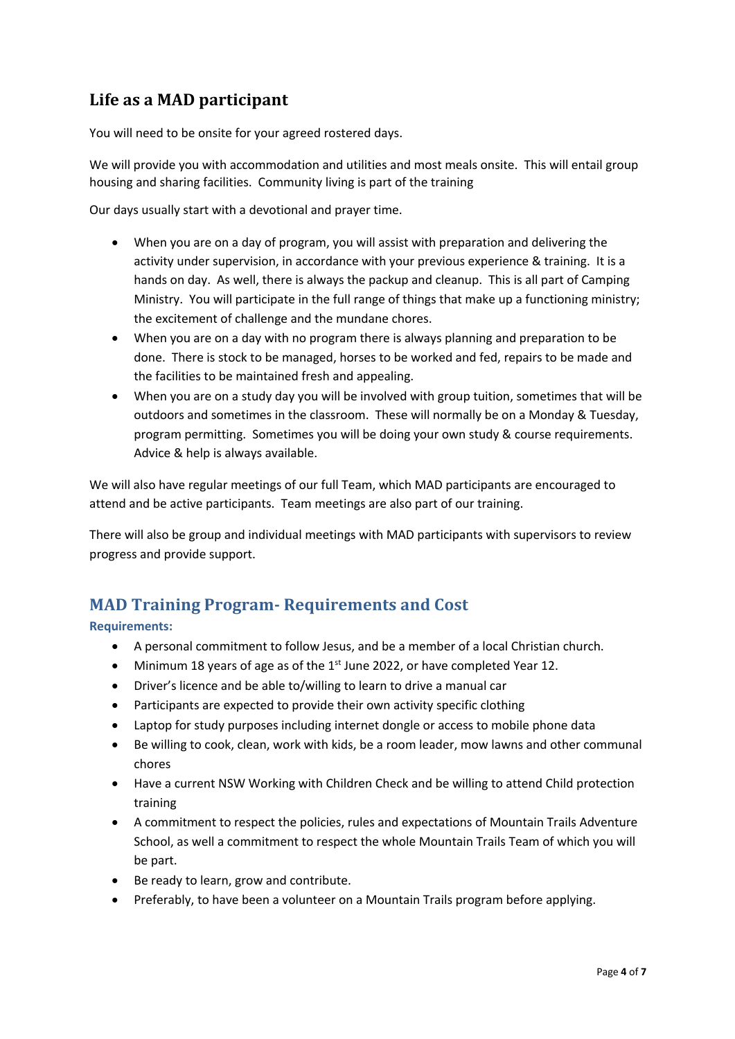## Life as a MAD participant

You will need to be onsite for your agreed rostered days.

We will provide you with accommodation and utilities and most meals onsite. This will entail group housing and sharing facilities. Community living is part of the training

Our days usually start with a devotional and prayer time.

- When you are on a day of program, you will assist with preparation and delivering the activity under supervision, in accordance with your previous experience & training. It is a hands on day. As well, there is always the packup and cleanup. This is all part of Camping Ministry. You will participate in the full range of things that make up a functioning ministry; the excitement of challenge and the mundane chores.
- When you are on a day with no program there is always planning and preparation to be done. There is stock to be managed, horses to be worked and fed, repairs to be made and the facilities to be maintained fresh and appealing.
- When you are on a study day you will be involved with group tuition, sometimes that will be outdoors and sometimes in the classroom. These will normally be on a Monday & Tuesday, program permitting. Sometimes you will be doing your own study & course requirements. Advice & help is always available.

We will also have regular meetings of our full Team, which MAD participants are encouraged to attend and be active participants. Team meetings are also part of our training.

There will also be group and individual meetings with MAD participants with supervisors to review progress and provide support.

## MAD Training Program- Requirements and Cost

**Requirements:**

- A personal commitment to follow Jesus, and be a member of a local Christian church.
- Minimum 18 years of age as of the 1st June 2022, or have completed Year 12.
- Driver's licence and be able to/willing to learn to drive a manual car
- Participants are expected to provide their own activity specific clothing
- Laptop for study purposes including internet dongle or access to mobile phone data
- Be willing to cook, clean, work with kids, be a room leader, mow lawns and other communal chores
- Have a current NSW Working with Children Check and be willing to attend Child protection training
- A commitment to respect the policies, rules and expectations of Mountain Trails Adventure School, as well a commitment to respect the whole Mountain Trails Team of which you will be part.
- Be ready to learn, grow and contribute.
- Preferably, to have been a volunteer on a Mountain Trails program before applying.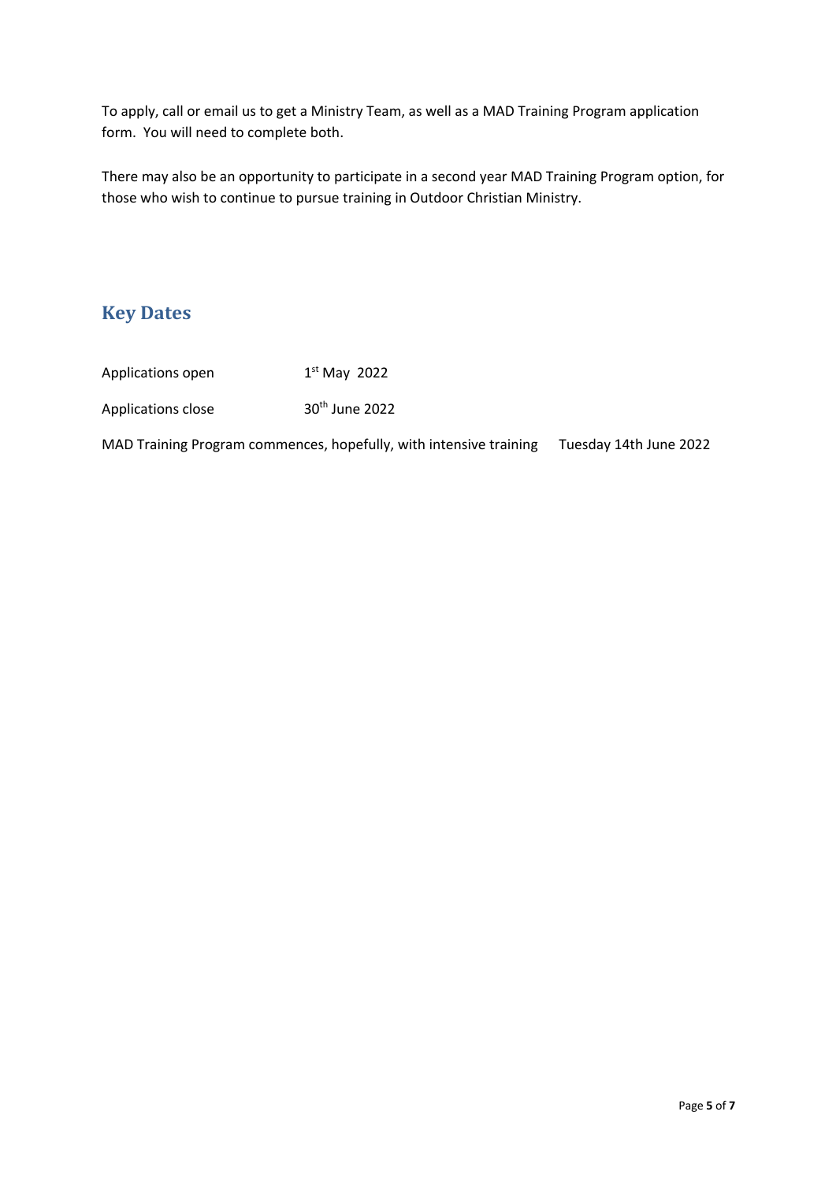To apply, call or email us to get a Ministry Team, as well as a MAD Training Program application form. You will need to complete both.

There may also be an opportunity to participate in a second year MAD Training Program option, for those who wish to continue to pursue training in Outdoor Christian Ministry.

## Key Dates

| | |
|---|---|
| Applications open | 1st May 2022 |
| Applications close | 30th June 2022 |
| MAD Training Program commences, hopefully, with intensive training | Tuesday 14th June 2022 |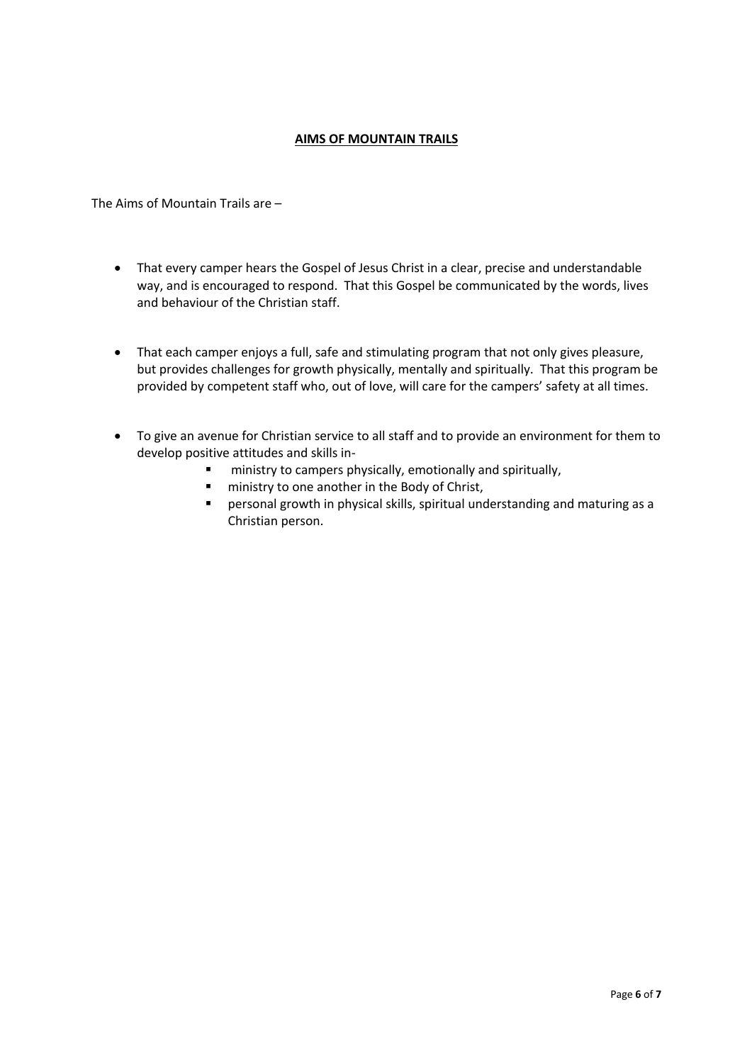## **AIMS OF MOUNTAIN TRAILS**

The Aims of Mountain Trails are –

- That every camper hears the Gospel of Jesus Christ in a clear, precise and understandable way, and is encouraged to respond. That this Gospel be communicated by the words, lives and behaviour of the Christian staff.

- That each camper enjoys a full, safe and stimulating program that not only gives pleasure, but provides challenges for growth physically, mentally and spiritually. That this program be provided by competent staff who, out of love, will care for the campers' safety at all times.

- To give an avenue for Christian service to all staff and to provide an environment for them to develop positive attitudes and skills in-
  - ministry to campers physically, emotionally and spiritually,
  - ministry to one another in the Body of Christ,
  - personal growth in physical skills, spiritual understanding and maturing as a Christian person.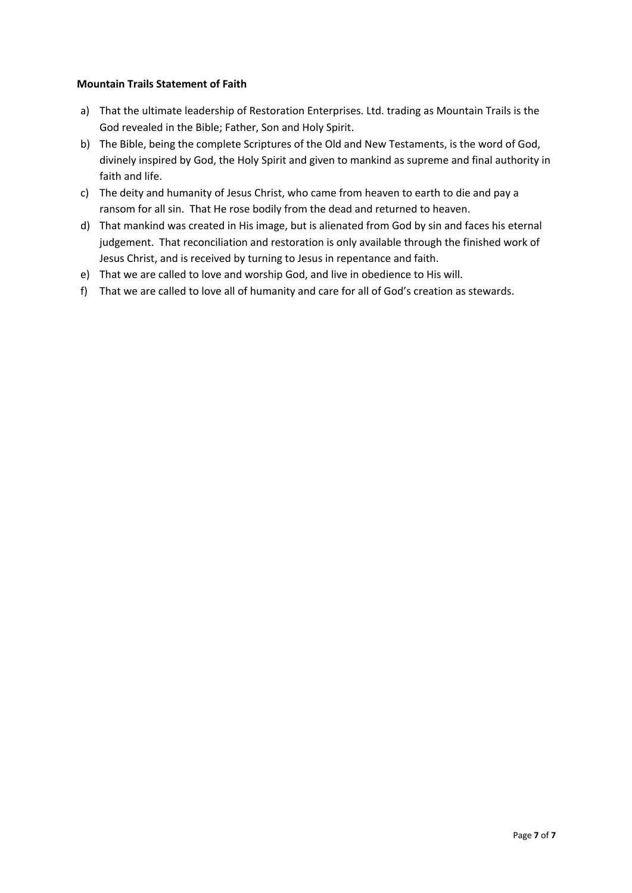**Mountain Trails Statement of Faith**

a) That the ultimate leadership of Restoration Enterprises. Ltd. trading as Mountain Trails is the God revealed in the Bible; Father, Son and Holy Spirit.

b) The Bible, being the complete Scriptures of the Old and New Testaments, is the word of God, divinely inspired by God, the Holy Spirit and given to mankind as supreme and final authority in faith and life.

c) The deity and humanity of Jesus Christ, who came from heaven to earth to die and pay a ransom for all sin. That He rose bodily from the dead and returned to heaven.

d) That mankind was created in His image, but is alienated from God by sin and faces his eternal judgement. That reconciliation and restoration is only available through the finished work of Jesus Christ, and is received by turning to Jesus in repentance and faith.

e) That we are called to love and worship God, and live in obedience to His will.

f) That we are called to love all of humanity and care for all of God's creation as stewards.